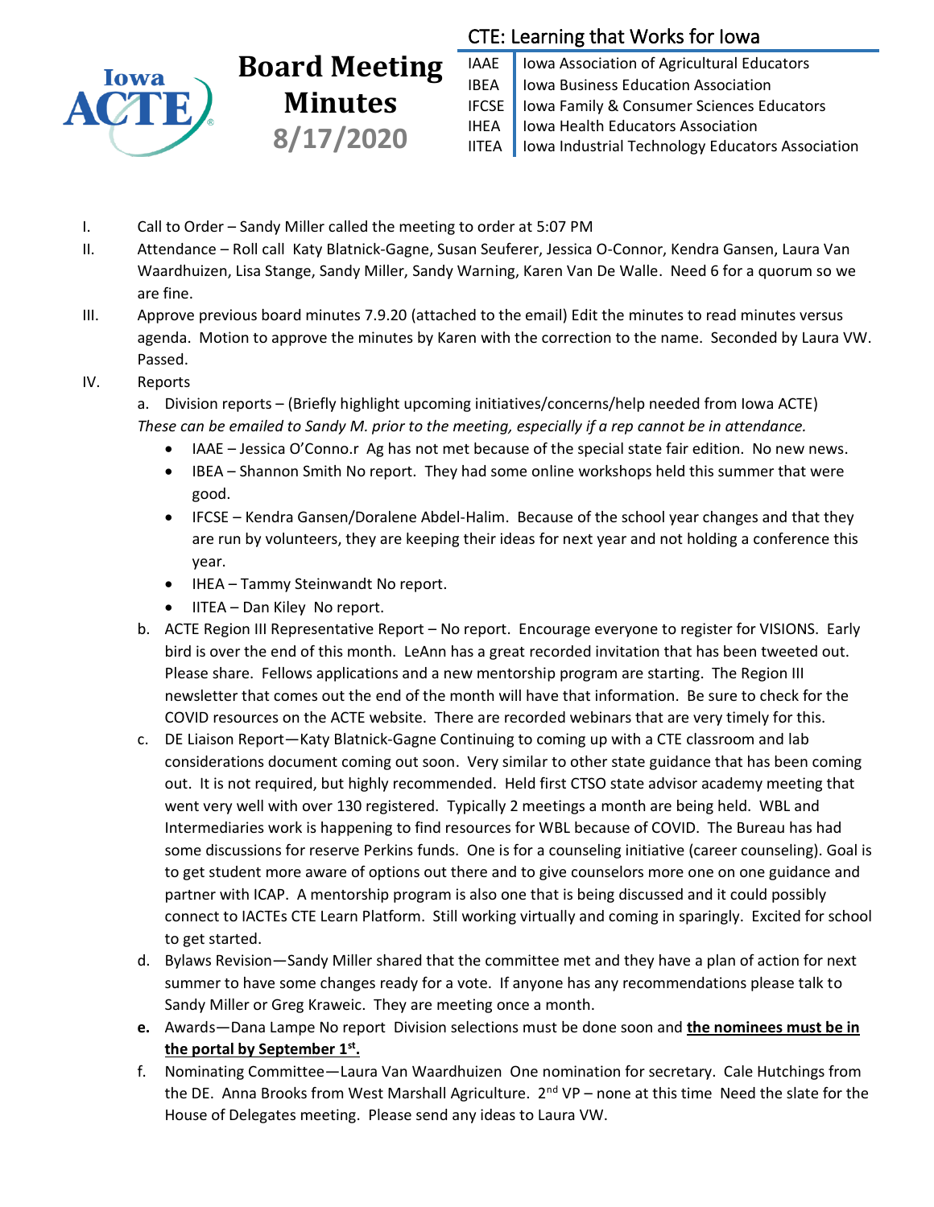# Board Meeting Minutes 8/17/2020

Iowa ACTE

## CTE: Learning that Works for Iowa

| | |
|---|---|
| IAAE | Iowa Association of Agricultural Educators |
| IBEA | Iowa Business Education Association |
| IFCSE | Iowa Family & Consumer Sciences Educators |
| IHEA | Iowa Health Educators Association |
| IITEA | Iowa Industrial Technology Educators Association |

I. Call to Order – Sandy Miller called the meeting to order at 5:07 PM

II. Attendance – Roll call Katy Blatnick-Gagne, Susan Seuferer, Jessica O-Connor, Kendra Gansen, Laura Van Waardhuizen, Lisa Stange, Sandy Miller, Sandy Warning, Karen Van De Walle. Need 6 for a quorum so we are fine.

III. Approve previous board minutes 7.9.20 (attached to the email) Edit the minutes to read minutes versus agenda. Motion to approve the minutes by Karen with the correction to the name. Seconded by Laura VW. Passed.

IV. Reports

a. Division reports – (Briefly highlight upcoming initiatives/concerns/help needed from Iowa ACTE) *These can be emailed to Sandy M. prior to the meeting, especially if a rep cannot be in attendance.*

- IAAE – Jessica O'Conno.r Ag has not met because of the special state fair edition. No new news.
- IBEA – Shannon Smith No report. They had some online workshops held this summer that were good.
- IFCSE – Kendra Gansen/Doralene Abdel-Halim. Because of the school year changes and that they are run by volunteers, they are keeping their ideas for next year and not holding a conference this year.
- IHEA – Tammy Steinwandt No report.
- IITEA – Dan Kiley No report.

b. ACTE Region III Representative Report – No report. Encourage everyone to register for VISIONS. Early bird is over the end of this month. LeAnn has a great recorded invitation that has been tweeted out. Please share. Fellows applications and a new mentorship program are starting. The Region III newsletter that comes out the end of the month will have that information. Be sure to check for the COVID resources on the ACTE website. There are recorded webinars that are very timely for this.

c. DE Liaison Report—Katy Blatnick-Gagne Continuing to coming up with a CTE classroom and lab considerations document coming out soon. Very similar to other state guidance that has been coming out. It is not required, but highly recommended. Held first CTSO state advisor academy meeting that went very well with over 130 registered. Typically 2 meetings a month are being held. WBL and Intermediaries work is happening to find resources for WBL because of COVID. The Bureau has had some discussions for reserve Perkins funds. One is for a counseling initiative (career counseling). Goal is to get student more aware of options out there and to give counselors more one on one guidance and partner with ICAP. A mentorship program is also one that is being discussed and it could possibly connect to IACTEs CTE Learn Platform. Still working virtually and coming in sparingly. Excited for school to get started.

d. Bylaws Revision—Sandy Miller shared that the committee met and they have a plan of action for next summer to have some changes ready for a vote. If anyone has any recommendations please talk to Sandy Miller or Greg Kraweic. They are meeting once a month.

**e.** Awards—Dana Lampe No report Division selections must be done soon and <u>**the nominees must be in the portal by September 1st.**</u>

f. Nominating Committee—Laura Van Waardhuizen One nomination for secretary. Cale Hutchings from the DE. Anna Brooks from West Marshall Agriculture. 2nd VP – none at this time Need the slate for the House of Delegates meeting. Please send any ideas to Laura VW.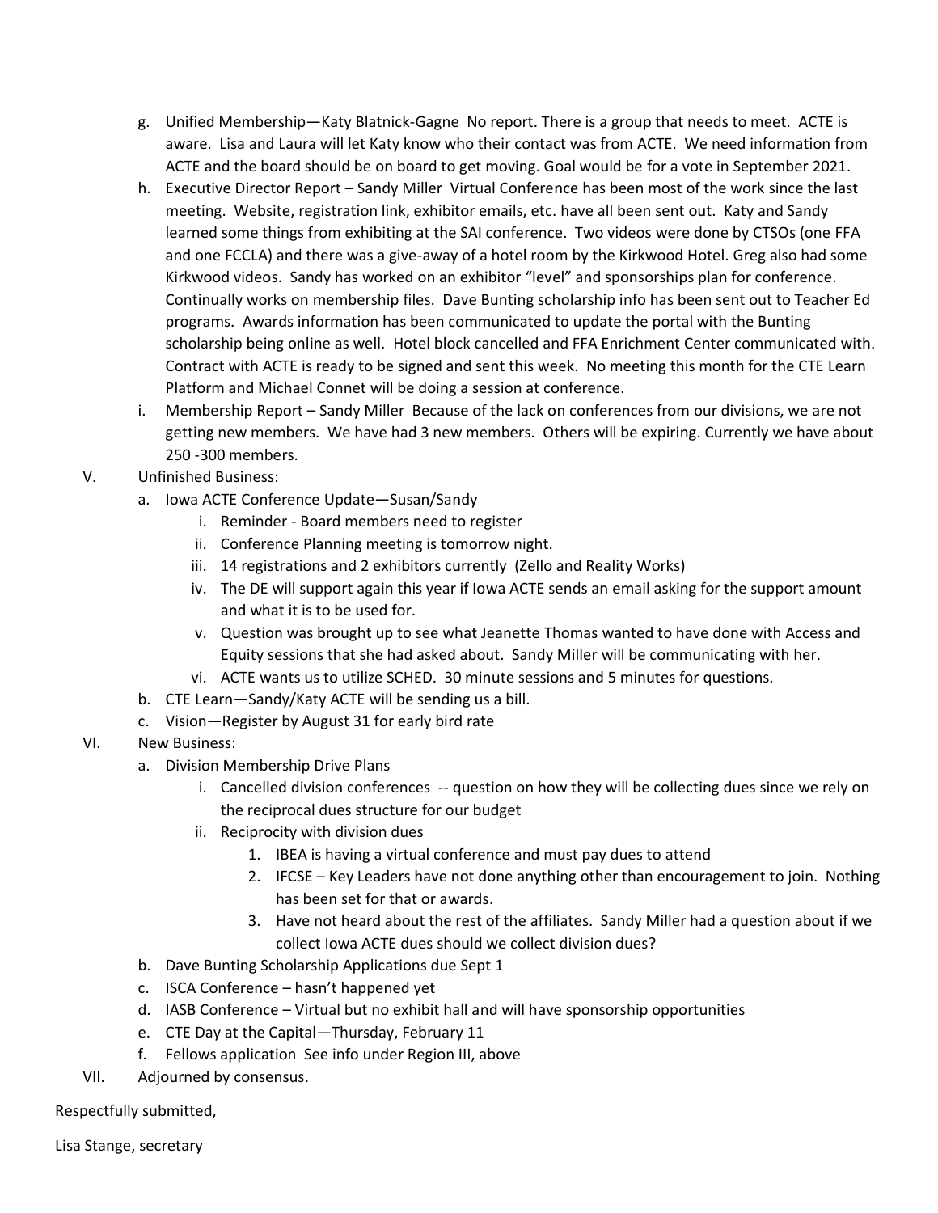g. Unified Membership—Katy Blatnick-Gagne No report. There is a group that needs to meet. ACTE is aware. Lisa and Laura will let Katy know who their contact was from ACTE. We need information from ACTE and the board should be on board to get moving. Goal would be for a vote in September 2021.

h. Executive Director Report – Sandy Miller Virtual Conference has been most of the work since the last meeting. Website, registration link, exhibitor emails, etc. have all been sent out. Katy and Sandy learned some things from exhibiting at the SAI conference. Two videos were done by CTSOs (one FFA and one FCCLA) and there was a give-away of a hotel room by the Kirkwood Hotel. Greg also had some Kirkwood videos. Sandy has worked on an exhibitor "level" and sponsorships plan for conference. Continually works on membership files. Dave Bunting scholarship info has been sent out to Teacher Ed programs. Awards information has been communicated to update the portal with the Bunting scholarship being online as well. Hotel block cancelled and FFA Enrichment Center communicated with. Contract with ACTE is ready to be signed and sent this week. No meeting this month for the CTE Learn Platform and Michael Connet will be doing a session at conference.

i. Membership Report – Sandy Miller Because of the lack on conferences from our divisions, we are not getting new members. We have had 3 new members. Others will be expiring. Currently we have about 250 -300 members.

V. Unfinished Business:

a. Iowa ACTE Conference Update—Susan/Sandy
   i. Reminder - Board members need to register
   ii. Conference Planning meeting is tomorrow night.
   iii. 14 registrations and 2 exhibitors currently (Zello and Reality Works)
   iv. The DE will support again this year if Iowa ACTE sends an email asking for the support amount and what it is to be used for.
   v. Question was brought up to see what Jeanette Thomas wanted to have done with Access and Equity sessions that she had asked about. Sandy Miller will be communicating with her.
   vi. ACTE wants us to utilize SCHED. 30 minute sessions and 5 minutes for questions.

b. CTE Learn—Sandy/Katy ACTE will be sending us a bill.

c. Vision—Register by August 31 for early bird rate

VI. New Business:

a. Division Membership Drive Plans
   i. Cancelled division conferences -- question on how they will be collecting dues since we rely on the reciprocal dues structure for our budget
   ii. Reciprocity with division dues
      1. IBEA is having a virtual conference and must pay dues to attend
      2. IFCSE – Key Leaders have not done anything other than encouragement to join. Nothing has been set for that or awards.
      3. Have not heard about the rest of the affiliates. Sandy Miller had a question about if we collect Iowa ACTE dues should we collect division dues?

b. Dave Bunting Scholarship Applications due Sept 1

c. ISCA Conference – hasn't happened yet

d. IASB Conference – Virtual but no exhibit hall and will have sponsorship opportunities

e. CTE Day at the Capital—Thursday, February 11

f. Fellows application See info under Region III, above

VII. Adjourned by consensus.

Respectfully submitted,

Lisa Stange, secretary